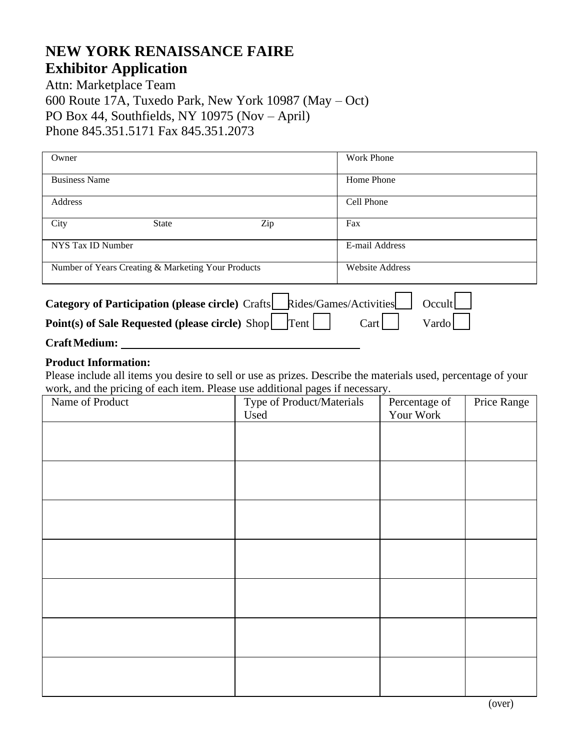# NEW YORK RENAISSANCE FAIRE

## Exhibitor Application

Attn: Marketplace Team
600 Route 17A, Tuxedo Park, New York 10987 (May – Oct)
PO Box 44, Southfields, NY 10975 (Nov – April)
Phone 845.351.5171 Fax 845.351.2073

| | |
|---|---|
| Owner | Work Phone |
| Business Name | Home Phone |
| Address | Cell Phone |
| City State Zip | Fax |
| NYS Tax ID Number | E-mail Address |
| Number of Years Creating & Marketing Your Products | Website Address |

**Category of Participation (please circle)** Crafts ☐ Rides/Games/Activities ☐ Occult ☐

**Point(s) of Sale Requested (please circle)** Shop ☐ Tent ☐ Cart ☐ Vardo ☐

**Craft Medium:** ________________________________________

**Product Information:**

Please include all items you desire to sell or use as prizes. Describe the materials used, percentage of your work, and the pricing of each item. Please use additional pages if necessary.

| Name of Product | Type of Product/Materials Used | Percentage of Your Work | Price Range |
|---|---|---|---|
| | | | |
| | | | |
| | | | |
| | | | |
| | | | |
| | | | |
| | | | |

(over)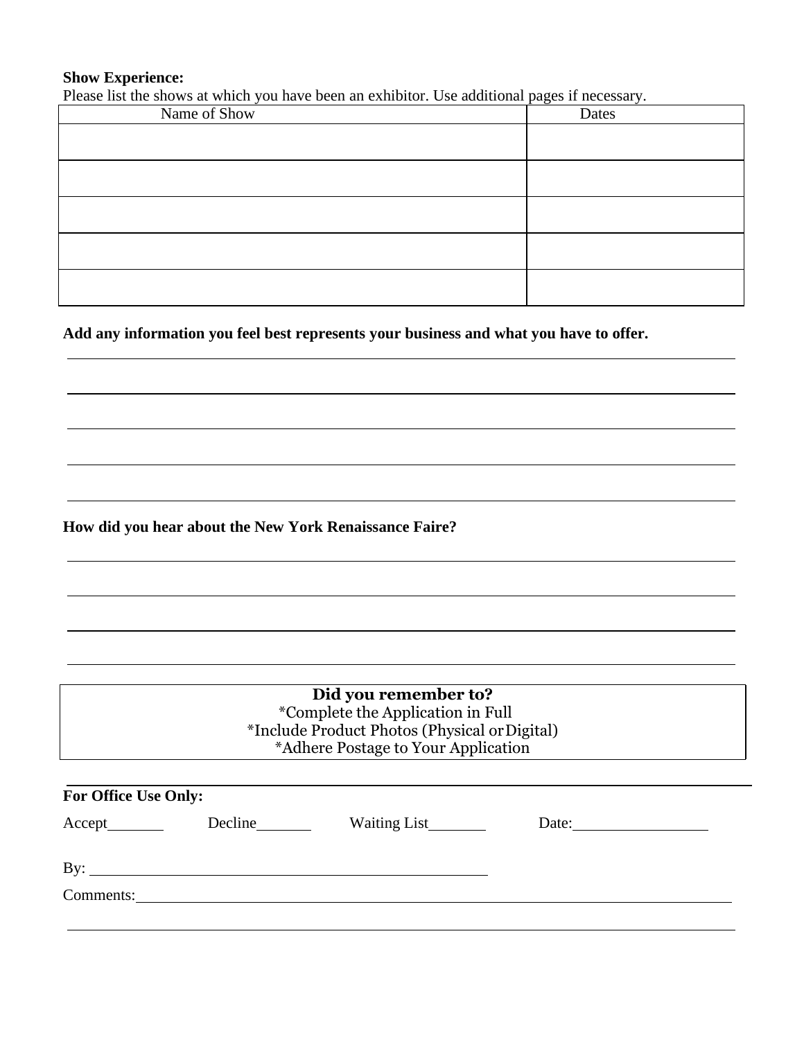**Show Experience:**

Please list the shows at which you have been an exhibitor. Use additional pages if necessary.

| Name of Show | Dates |
|---|---|
| | |
| | |
| | |
| | |
| | |

**Add any information you feel best represents your business and what you have to offer.**

______________________________________________________________________

______________________________________________________________________

______________________________________________________________________

______________________________________________________________________

______________________________________________________________________

**How did you hear about the New York Renaissance Faire?**

______________________________________________________________________

______________________________________________________________________

______________________________________________________________________

______________________________________________________________________

**Did you remember to?**

*Complete the Application in Full

*Include Product Photos (Physical or Digital)

*Adhere Postage to Your Application

---

**For Office Use Only:**

Accept_______ Decline_______ Waiting List_______ Date:________________

By: ______________________________________________

Comments:_____________________________________________________________

______________________________________________________________________